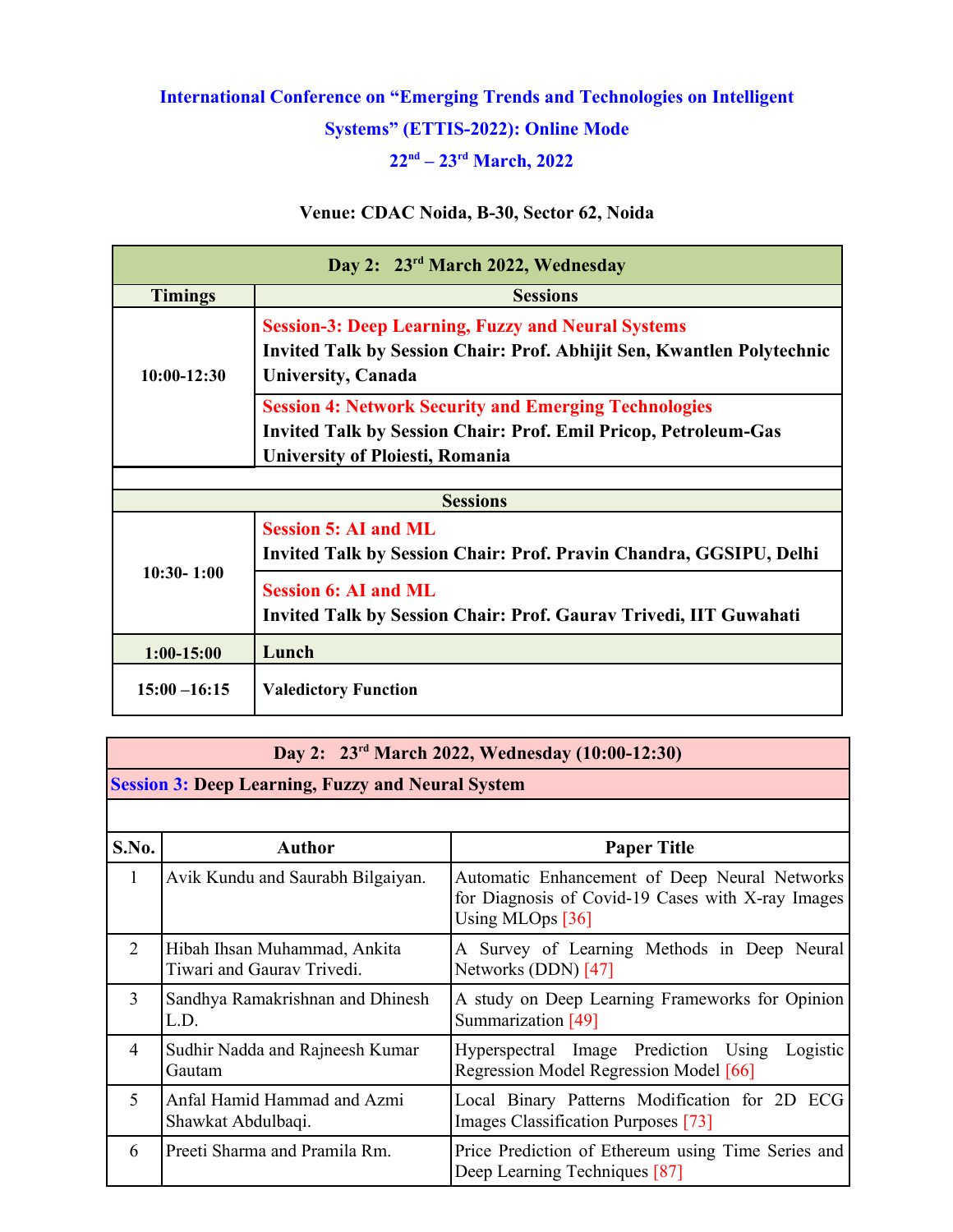# International Conference on "Emerging Trends and Technologies on Intelligent Systems" (ETTIS-2022): Online Mode

## 22nd – 23rd March, 2022

**Venue: CDAC Noida, B-30, Sector 62, Noida**

| Day 2: 23rd March 2022, Wednesday | |
|---|---|
| **Timings** | **Sessions** |
| 10:00-12:30 | **Session-3: Deep Learning, Fuzzy and Neural Systems**<br>**Invited Talk by Session Chair: Prof. Abhijit Sen, Kwantlen Polytechnic University, Canada** |
| | **Session 4: Network Security and Emerging Technologies**<br>**Invited Talk by Session Chair: Prof. Emil Pricop, Petroleum-Gas University of Ploiesti, Romania** |
| | |
| | **Sessions** |
| 10:30- 1:00 | **Session 5: AI and ML**<br>**Invited Talk by Session Chair: Prof. Pravin Chandra, GGSIPU, Delhi** |
| | **Session 6: AI and ML**<br>**Invited Talk by Session Chair: Prof. Gaurav Trivedi, IIT Guwahati** |
| 1:00-15:00 | **Lunch** |
| 15:00 –16:15 | **Valedictory Function** |

**Day 2: 23rd March 2022, Wednesday (10:00-12:30)**

**Session 3: Deep Learning, Fuzzy and Neural System**

| S.No. | Author | Paper Title |
|---|---|---|
| 1 | Avik Kundu and Saurabh Bilgaiyan. | Automatic Enhancement of Deep Neural Networks for Diagnosis of Covid-19 Cases with X-ray Images Using MLOps [36] |
| 2 | Hibah Ihsan Muhammad, Ankita Tiwari and Gaurav Trivedi. | A Survey of Learning Methods in Deep Neural Networks (DDN) [47] |
| 3 | Sandhya Ramakrishnan and Dhinesh L.D. | A study on Deep Learning Frameworks for Opinion Summarization [49] |
| 4 | Sudhir Nadda and Rajneesh Kumar Gautam | Hyperspectral Image Prediction Using Logistic Regression Model Regression Model [66] |
| 5 | Anfal Hamid Hammad and Azmi Shawkat Abdulbaqi. | Local Binary Patterns Modification for 2D ECG Images Classification Purposes [73] |
| 6 | Preeti Sharma and Pramila Rm. | Price Prediction of Ethereum using Time Series and Deep Learning Techniques [87] |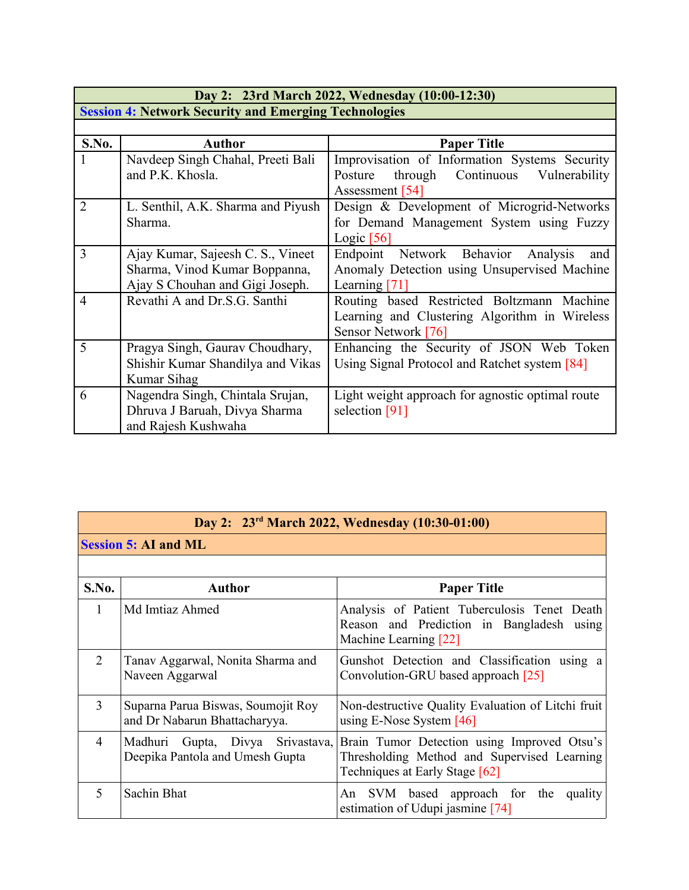| Day 2: 23rd March 2022, Wednesday (10:00-12:30) | | |
|---|---|---|
| **Session 4: Network Security and Emerging Technologies** | | |
| | | |
| **S.No.** | **Author** | **Paper Title** |
| 1 | Navdeep Singh Chahal, Preeti Bali and P.K. Khosla. | Improvisation of Information Systems Security Posture through Continuous Vulnerability Assessment [54] |
| 2 | L. Senthil, A.K. Sharma and Piyush Sharma. | Design & Development of Microgrid-Networks for Demand Management System using Fuzzy Logic [56] |
| 3 | Ajay Kumar, Sajeesh C. S., Vineet Sharma, Vinod Kumar Boppanna, Ajay S Chouhan and Gigi Joseph. | Endpoint Network Behavior Analysis and Anomaly Detection using Unsupervised Machine Learning [71] |
| 4 | Revathi A and Dr.S.G. Santhi | Routing based Restricted Boltzmann Machine Learning and Clustering Algorithm in Wireless Sensor Network [76] |
| 5 | Pragya Singh, Gaurav Choudhary, Shishir Kumar Shandilya and Vikas Kumar Sihag | Enhancing the Security of JSON Web Token Using Signal Protocol and Ratchet system [84] |
| 6 | Nagendra Singh, Chintala Srujan, Dhruva J Baruah, Divya Sharma and Rajesh Kushwaha | Light weight approach for agnostic optimal route selection [91] |

| Day 2: 23rd March 2022, Wednesday (10:30-01:00) | | |
|---|---|---|
| **Session 5: AI and ML** | | |
| | | |
| **S.No.** | **Author** | **Paper Title** |
| 1 | Md Imtiaz Ahmed | Analysis of Patient Tuberculosis Tenet Death Reason and Prediction in Bangladesh using Machine Learning [22] |
| 2 | Tanav Aggarwal, Nonita Sharma and Naveen Aggarwal | Gunshot Detection and Classification using a Convolution-GRU based approach [25] |
| 3 | Suparna Parua Biswas, Soumojit Roy and Dr Nabarun Bhattacharyya. | Non-destructive Quality Evaluation of Litchi fruit using E-Nose System [46] |
| 4 | Madhuri Gupta, Divya Srivastava, Deepika Pantola and Umesh Gupta | Brain Tumor Detection using Improved Otsu's Thresholding Method and Supervised Learning Techniques at Early Stage [62] |
| 5 | Sachin Bhat | An SVM based approach for the quality estimation of Udupi jasmine [74] |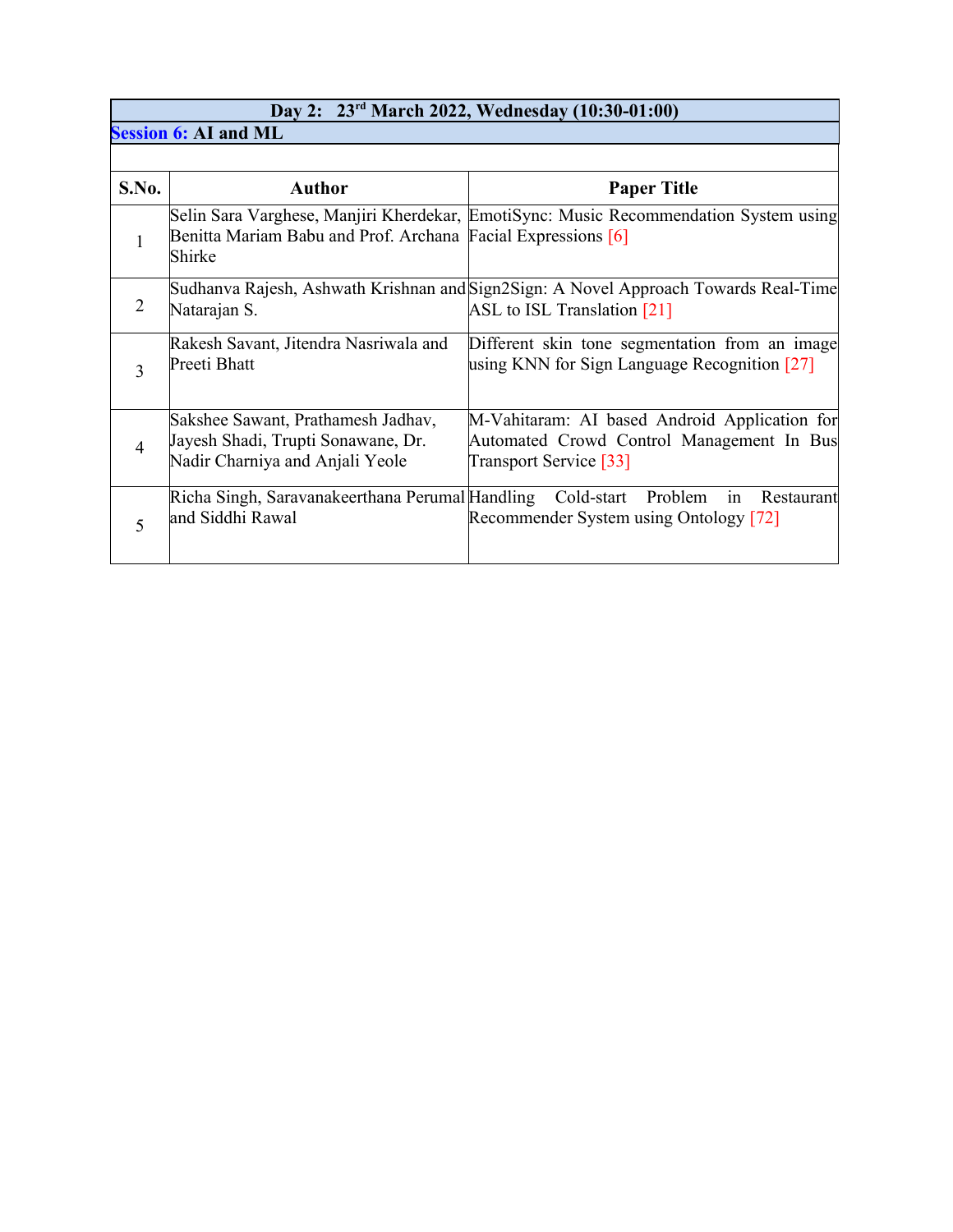**Day 2: 23rd March 2022, Wednesday (10:30-01:00)**

**Session 6: AI and ML**

| S.No. | Author | Paper Title |
|---|---|---|
| 1 | Selin Sara Varghese, Manjiri Kherdekar, Benitta Mariam Babu and Prof. Archana Shirke | EmotiSync: Music Recommendation System using Facial Expressions [6] |
| 2 | Sudhanva Rajesh, Ashwath Krishnan and Natarajan S. | Sign2Sign: A Novel Approach Towards Real-Time ASL to ISL Translation [21] |
| 3 | Rakesh Savant, Jitendra Nasriwala and Preeti Bhatt | Different skin tone segmentation from an image using KNN for Sign Language Recognition [27] |
| 4 | Sakshee Sawant, Prathamesh Jadhav, Jayesh Shadi, Trupti Sonawane, Dr. Nadir Charniya and Anjali Yeole | M-Vahitaram: AI based Android Application for Automated Crowd Control Management In Bus Transport Service [33] |
| 5 | Richa Singh, Saravanakeerthana Perumal and Siddhi Rawal | Handling Cold-start Problem in Restaurant Recommender System using Ontology [72] |